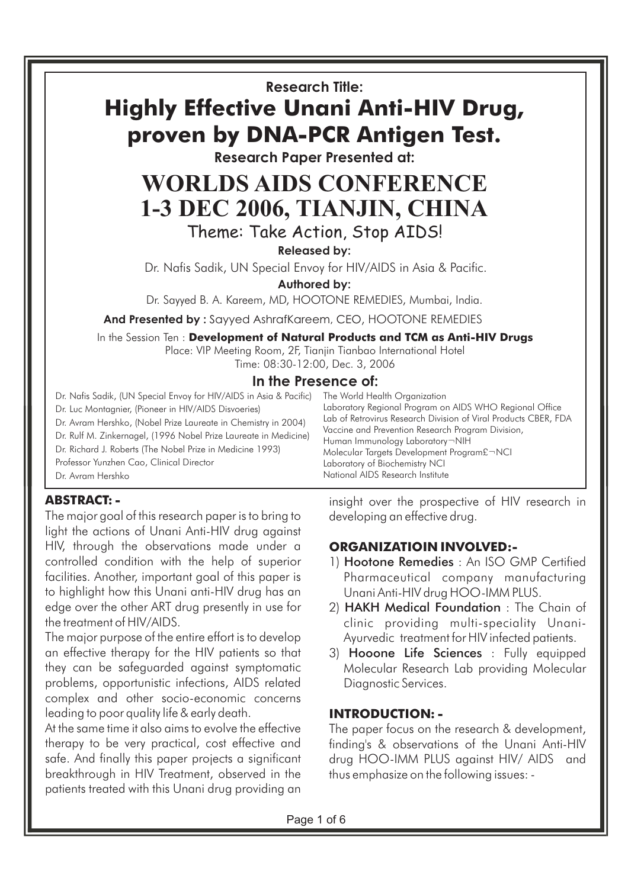**Research Title:**

# Highly Effective Unani Anti-HIV Drug, proven by DNA-PCR Antigen Test.

**Research Paper Presented at:**

# WORLDS AIDS CONFERENCE 1-3 DEC 2006, TIANJIN, CHINA

Theme: Take Action, Stop AIDS!

**Released by:**

Dr. Nafis Sadik, UN Special Envoy for HIV/AIDS in Asia & Pacific.

**Authored by:**

Dr. Sayyed B. A. Kareem, MD, HOOTONE REMEDIES, Mumbai, India.

**And Presented by :** Sayyed AshrafKareem, CEO, HOOTONE REMEDIES

In the Session Ten : **Development of Natural Products and TCM as Anti-HIV Drugs**

Place: VIP Meeting Room, 2F, Tianjin Tianbao International Hotel

Time: 08:30-12:00, Dec. 3, 2006

## In the Presence of:

Dr. Nafis Sadik, (UN Special Envoy for HIV/AIDS in Asia & Pacific)
Dr. Luc Montagnier, (Pioneer in HIV/AIDS Disvoeries)
Dr. Avram Hershko, (Nobel Prize Laureate in Chemistry in 2004)
Dr. Rulf M. Zinkernagel, (1996 Nobel Prize Laureate in Medicine)
Dr. Richard J. Roberts (The Nobel Prize in Medicine 1993)
Professor Yunzhen Cao, Clinical Director
Dr. Avram Hershko

The World Health Organization
Laboratory Regional Program on AIDS WHO Regional Office
Lab of Retrovirus Research Division of Viral Products CBER, FDA
Vaccine and Prevention Research Program Division,
Human Immunology Laboratory¬NIH
Molecular Targets Development Program£¬NCI
Laboratory of Biochemistry NCI
National AIDS Research Institute

### ABSTRACT: -

The major goal of this research paper is to bring to light the actions of Unani Anti-HIV drug against HIV, through the observations made under a controlled condition with the help of superior facilities. Another, important goal of this paper is to highlight how this Unani anti-HIV drug has an edge over the other ART drug presently in use for the treatment of HIV/AIDS.

The major purpose of the entire effort is to develop an effective therapy for the HIV patients so that they can be safeguarded against symptomatic problems, opportunistic infections, AIDS related complex and other socio-economic concerns leading to poor quality life & early death.

At the same time it also aims to evolve the effective therapy to be very practical, cost effective and safe. And finally this paper projects a significant breakthrough in HIV Treatment, observed in the patients treated with this Unani drug providing an insight over the prospective of HIV research in developing an effective drug.

### ORGANIZATIOIN INVOLVED:-

1) **Hootone Remedies** : An ISO GMP Certified Pharmaceutical company manufacturing Unani Anti-HIV drug HOO-IMM PLUS.
2) **HAKH Medical Foundation** : The Chain of clinic providing multi-speciality Unani-Ayurvedic treatment for HIV infected patients.
3) **Hooone Life Sciences** : Fully equipped Molecular Research Lab providing Molecular Diagnostic Services.

### INTRODUCTION: -

The paper focus on the research & development, finding's & observations of the Unani Anti-HIV drug HOO-IMM PLUS against HIV/ AIDS and thus emphasize on the following issues: -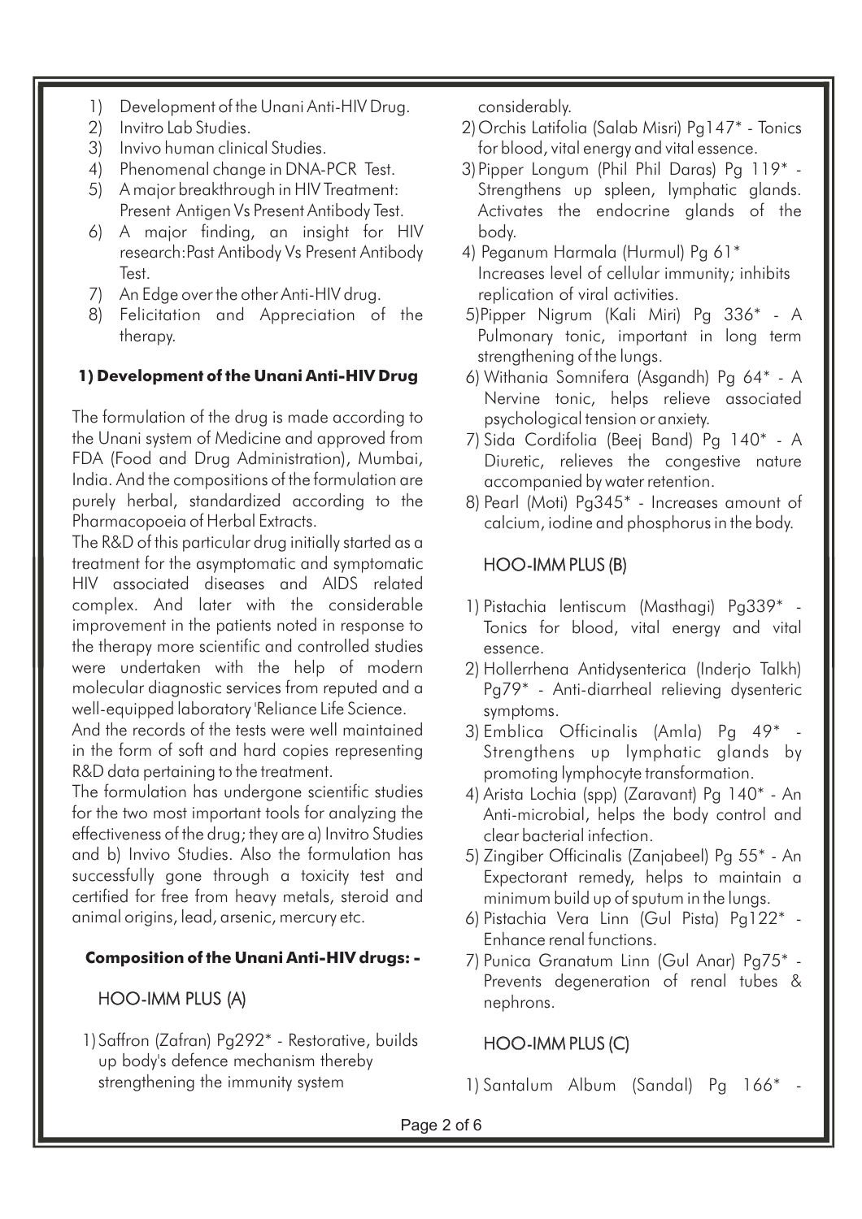1) Development of the Unani Anti-HIV Drug.
2) Invitro Lab Studies.
3) Invivo human clinical Studies.
4) Phenomenal change in DNA-PCR Test.
5) A major breakthrough in HIV Treatment: Present Antigen Vs Present Antibody Test.
6) A major finding, an insight for HIV research:Past Antibody Vs Present Antibody Test.
7) An Edge over the other Anti-HIV drug.
8) Felicitation and Appreciation of the therapy.

**1) Development of the Unani Anti-HIV Drug**

The formulation of the drug is made according to the Unani system of Medicine and approved from FDA (Food and Drug Administration), Mumbai, India. And the compositions of the formulation are purely herbal, standardized according to the Pharmacopoeia of Herbal Extracts.

The R&D of this particular drug initially started as a treatment for the asymptomatic and symptomatic HIV associated diseases and AIDS related complex. And later with the considerable improvement in the patients noted in response to the therapy more scientific and controlled studies were undertaken with the help of modern molecular diagnostic services from reputed and a well-equipped laboratory 'Reliance Life Science.

And the records of the tests were well maintained in the form of soft and hard copies representing R&D data pertaining to the treatment.

The formulation has undergone scientific studies for the two most important tools for analyzing the effectiveness of the drug; they are a) Invitro Studies and b) Invivo Studies. Also the formulation has successfully gone through a toxicity test and certified for free from heavy metals, steroid and animal origins, lead, arsenic, mercury etc.

**Composition of the Unani Anti-HIV drugs: -**

HOO-IMM PLUS (A)

1) Saffron (Zafran) Pg292* - Restorative, builds up body's defence mechanism thereby strengthening the immunity system considerably.
2) Orchis Latifolia (Salab Misri) Pg147* - Tonics for blood, vital energy and vital essence.
3) Pipper Longum (Phil Phil Daras) Pg 119* - Strengthens up spleen, lymphatic glands. Activates the endocrine glands of the body.
4) Peganum Harmala (Hurmul) Pg 61* Increases level of cellular immunity; inhibits replication of viral activities.
5) Pipper Nigrum (Kali Miri) Pg 336* - A Pulmonary tonic, important in long term strengthening of the lungs.
6) Withania Somnifera (Asgandh) Pg 64* - A Nervine tonic, helps relieve associated psychological tension or anxiety.
7) Sida Cordifolia (Beej Band) Pg 140* - A Diuretic, relieves the congestive nature accompanied by water retention.
8) Pearl (Moti) Pg345* - Increases amount of calcium, iodine and phosphorus in the body.

HOO-IMM PLUS (B)

1) Pistachia lentiscum (Masthagi) Pg339* - Tonics for blood, vital energy and vital essence.
2) Hollerrhena Antidysenterica (Inderjo Talkh) Pg79* - Anti-diarrheal relieving dysenteric symptoms.
3) Emblica Officinalis (Amla) Pg 49* - Strengthens up lymphatic glands by promoting lymphocyte transformation.
4) Arista Lochia (spp) (Zaravant) Pg 140* - An Anti-microbial, helps the body control and clear bacterial infection.
5) Zingiber Officinalis (Zanjabeel) Pg 55* - An Expectorant remedy, helps to maintain a minimum build up of sputum in the lungs.
6) Pistachia Vera Linn (Gul Pista) Pg122* - Enhance renal functions.
7) Punica Granatum Linn (Gul Anar) Pg75* - Prevents degeneration of renal tubes & nephrons.

HOO-IMM PLUS (C)

1) Santalum Album (Sandal) Pg 166* -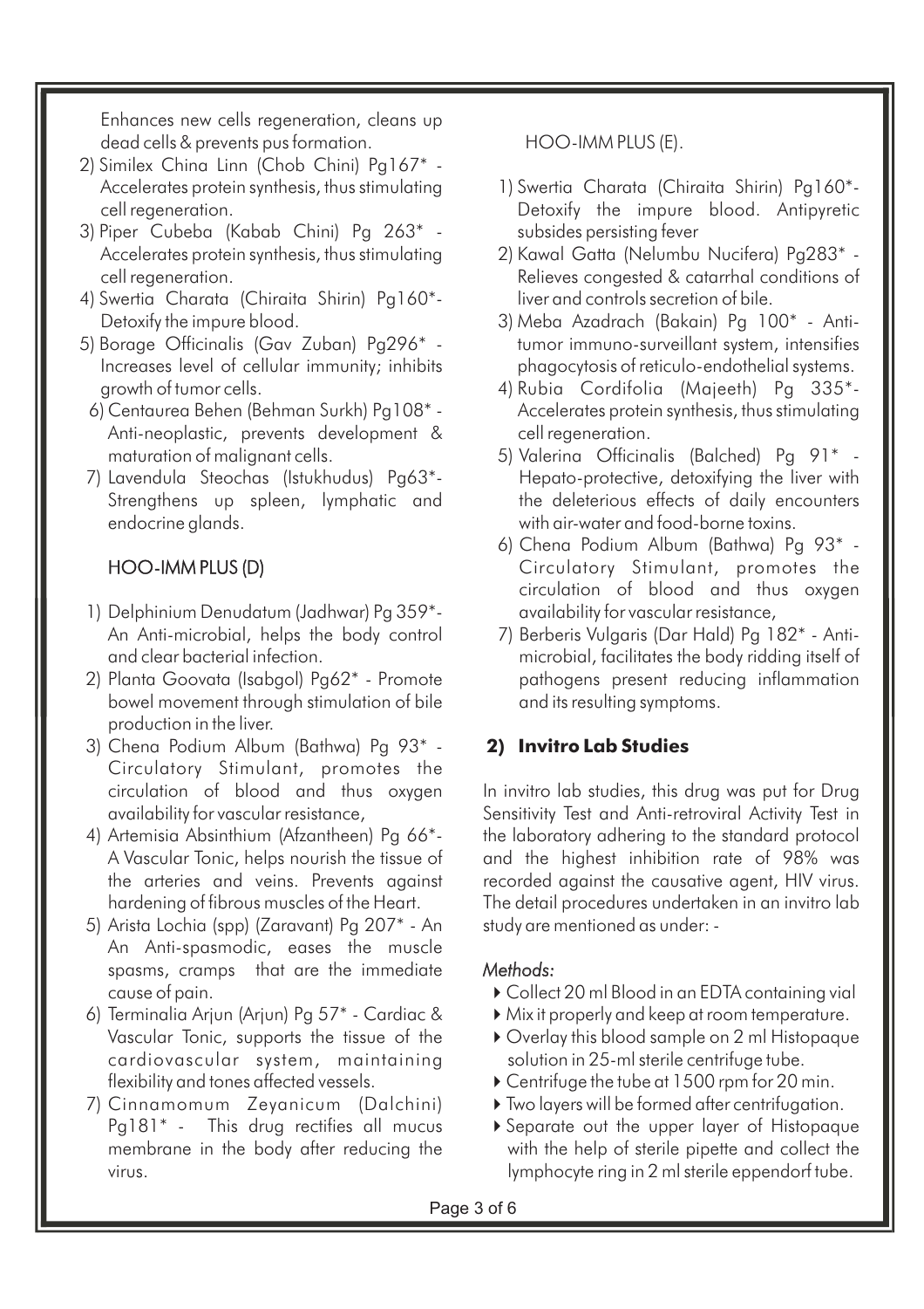Enhances new cells regeneration, cleans up dead cells & prevents pus formation.

2) Similex China Linn (Chob Chini) Pg167* - Accelerates protein synthesis, thus stimulating cell regeneration.
3) Piper Cubeba (Kabab Chini) Pg 263* - Accelerates protein synthesis, thus stimulating cell regeneration.
4) Swertia Charata (Chiraita Shirin) Pg160*- Detoxify the impure blood.
5) Borage Officinalis (Gav Zuban) Pg296* - Increases level of cellular immunity; inhibits growth of tumor cells.
6) Centaurea Behen (Behman Surkh) Pg108* - Anti-neoplastic, prevents development & maturation of malignant cells.
7) Lavendula Steochas (Istukhudus) Pg63*- Strengthens up spleen, lymphatic and endocrine glands.

### HOO-IMM PLUS (D)

1) Delphinium Denudatum (Jadhwar) Pg 359*- An Anti-microbial, helps the body control and clear bacterial infection.
2) Planta Goovata (Isabgol) Pg62* - Promote bowel movement through stimulation of bile production in the liver.
3) Chena Podium Album (Bathwa) Pg 93* - Circulatory Stimulant, promotes the circulation of blood and thus oxygen availability for vascular resistance,
4) Artemisia Absinthium (Afzantheen) Pg 66*- A Vascular Tonic, helps nourish the tissue of the arteries and veins. Prevents against hardening of fibrous muscles of the Heart.
5) Arista Lochia (spp) (Zaravant) Pg 207* - An An Anti-spasmodic, eases the muscle spasms, cramps that are the immediate cause of pain.
6) Terminalia Arjun (Arjun) Pg 57* - Cardiac & Vascular Tonic, supports the tissue of the cardiovascular system, maintaining flexibility and tones affected vessels.
7) Cinnamomum Zeyanicum (Dalchini) Pg181* - This drug rectifies all mucus membrane in the body after reducing the virus.

### HOO-IMM PLUS (E).

1) Swertia Charata (Chiraita Shirin) Pg160*- Detoxify the impure blood. Antipyretic subsides persisting fever
2) Kawal Gatta (Nelumbu Nucifera) Pg283* - Relieves congested & catarrhal conditions of liver and controls secretion of bile.
3) Meba Azadrach (Bakain) Pg 100* - Anti-tumor immuno-surveillant system, intensifies phagocytosis of reticulo-endothelial systems.
4) Rubia Cordifolia (Majeeth) Pg 335*- Accelerates protein synthesis, thus stimulating cell regeneration.
5) Valerina Officinalis (Balched) Pg 91* - Hepato-protective, detoxifying the liver with the deleterious effects of daily encounters with air-water and food-borne toxins.
6) Chena Podium Album (Bathwa) Pg 93* - Circulatory Stimulant, promotes the circulation of blood and thus oxygen availability for vascular resistance,
7) Berberis Vulgaris (Dar Hald) Pg 182* - Anti-microbial, facilitates the body ridding itself of pathogens present reducing inflammation and its resulting symptoms.

## 2) Invitro Lab Studies

In invitro lab studies, this drug was put for Drug Sensitivity Test and Anti-retroviral Activity Test in the laboratory adhering to the standard protocol and the highest inhibition rate of 98% was recorded against the causative agent, HIV virus. The detail procedures undertaken in an invitro lab study are mentioned as under: -

*Methods:*

- Collect 20 ml Blood in an EDTA containing vial
- Mix it properly and keep at room temperature.
- Overlay this blood sample on 2 ml Histopaque solution in 25-ml sterile centrifuge tube.
- Centrifuge the tube at 1500 rpm for 20 min.
- Two layers will be formed after centrifugation.
- Separate out the upper layer of Histopaque with the help of sterile pipette and collect the lymphocyte ring in 2 ml sterile eppendorf tube.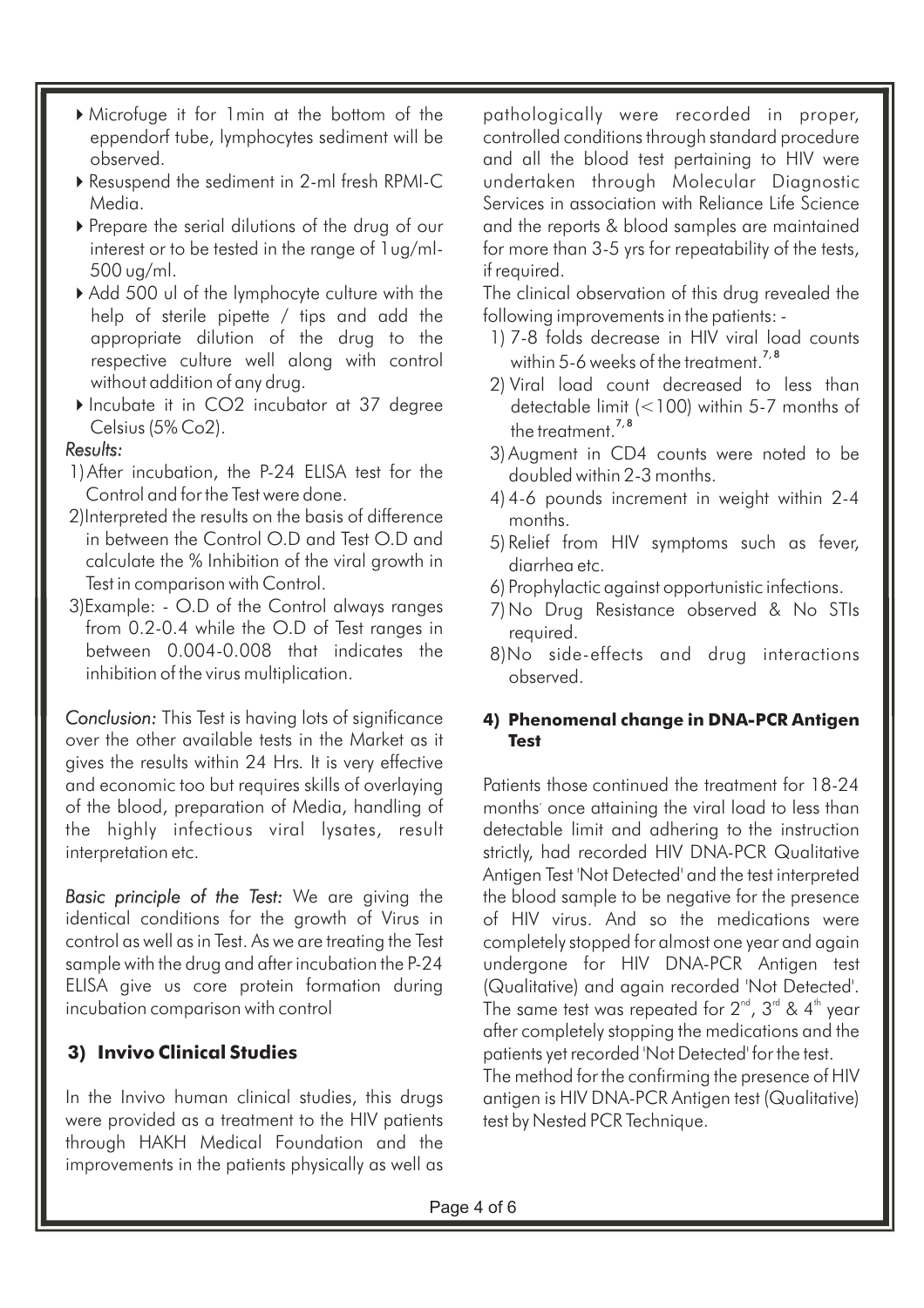- Microfuge it for 1min at the bottom of the eppendorf tube, lymphocytes sediment will be observed.
- Resuspend the sediment in 2-ml fresh RPMI-C Media.
- Prepare the serial dilutions of the drug of our interest or to be tested in the range of 1ug/ml-500 ug/ml.
- Add 500 ul of the lymphocyte culture with the help of sterile pipette / tips and add the appropriate dilution of the drug to the respective culture well along with control without addition of any drug.
- Incubate it in CO2 incubator at 37 degree Celsius (5% Co2).

*Results:*

1) After incubation, the P-24 ELISA test for the Control and for the Test were done.
2) Interpreted the results on the basis of difference in between the Control O.D and Test O.D and calculate the % Inhibition of the viral growth in Test in comparison with Control.
3) Example: - O.D of the Control always ranges from 0.2-0.4 while the O.D of Test ranges in between 0.004-0.008 that indicates the inhibition of the virus multiplication.

*Conclusion:* This Test is having lots of significance over the other available tests in the Market as it gives the results within 24 Hrs. It is very effective and economic too but requires skills of overlaying of the blood, preparation of Media, handling of the highly infectious viral lysates, result interpretation etc.

*Basic principle of the Test:* We are giving the identical conditions for the growth of Virus in control as well as in Test. As we are treating the Test sample with the drug and after incubation the P-24 ELISA give us core protein formation during incubation comparison with control

## 3) Invivo Clinical Studies

In the Invivo human clinical studies, this drugs were provided as a treatment to the HIV patients through HAKH Medical Foundation and the improvements in the patients physically as well as pathologically were recorded in proper, controlled conditions through standard procedure and all the blood test pertaining to HIV were undertaken through Molecular Diagnostic Services in association with Reliance Life Science and the reports & blood samples are maintained for more than 3-5 yrs for repeatability of the tests, if required.

The clinical observation of this drug revealed the following improvements in the patients: -

1) 7-8 folds decrease in HIV viral load counts within 5-6 weeks of the treatment.[7,8]
2) Viral load count decreased to less than detectable limit (<100) within 5-7 months of the treatment.[7,8]
3) Augment in CD4 counts were noted to be doubled within 2-3 months.
4) 4-6 pounds increment in weight within 2-4 months.
5) Relief from HIV symptoms such as fever, diarrhea etc.
6) Prophylactic against opportunistic infections.
7) No Drug Resistance observed & No STIs required.
8) No side-effects and drug interactions observed.

## 4) Phenomenal change in DNA-PCR Antigen Test

Patients those continued the treatment for 18-24 months once attaining the viral load to less than detectable limit and adhering to the instruction strictly, had recorded HIV DNA-PCR Qualitative Antigen Test 'Not Detected' and the test interpreted the blood sample to be negative for the presence of HIV virus. And so the medications were completely stopped for almost one year and again undergone for HIV DNA-PCR Antigen test (Qualitative) and again recorded 'Not Detected'. The same test was repeated for $2^{nd}$, $3^{rd}$ & $4^{th}$ year after completely stopping the medications and the patients yet recorded 'Not Detected' for the test.

The method for the confirming the presence of HIV antigen is HIV DNA-PCR Antigen test (Qualitative) test by Nested PCR Technique.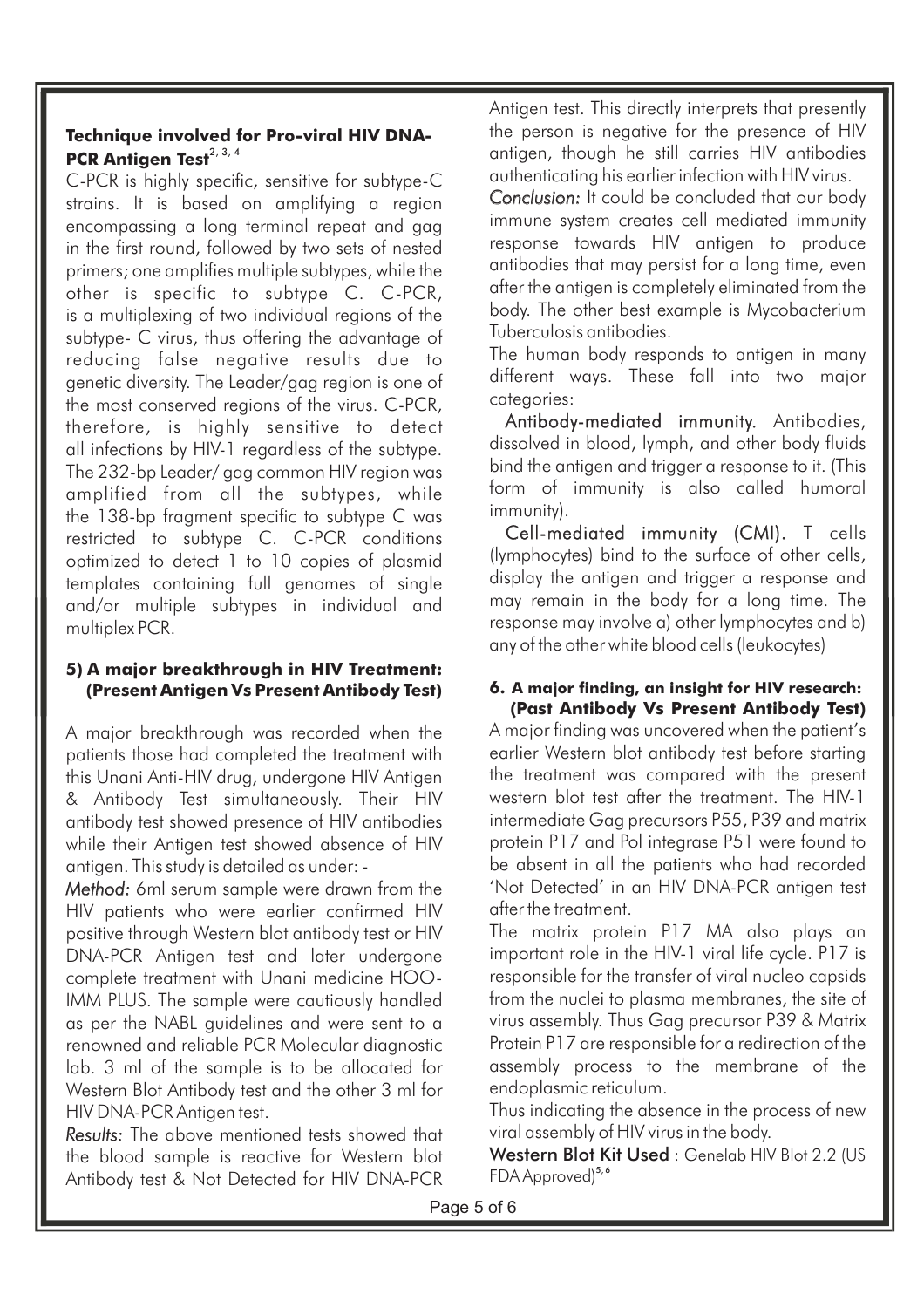### Technique involved for Pro-viral HIV DNA-PCR Antigen Test[2, 3, 4]

C-PCR is highly specific, sensitive for subtype-C strains. It is based on amplifying a region encompassing a long terminal repeat and gag in the first round, followed by two sets of nested primers; one amplifies multiple subtypes, while the other is specific to subtype C. C-PCR, is a multiplexing of two individual regions of the subtype- C virus, thus offering the advantage of reducing false negative results due to genetic diversity. The Leader/gag region is one of the most conserved regions of the virus. C-PCR, therefore, is highly sensitive to detect all infections by HIV-1 regardless of the subtype. The 232-bp Leader/ gag common HIV region was amplified from all the subtypes, while the 138-bp fragment specific to subtype C was restricted to subtype C. C-PCR conditions optimized to detect 1 to 10 copies of plasmid templates containing full genomes of single and/or multiple subtypes in individual and multiplex PCR.

### 5) A major breakthrough in HIV Treatment: (Present Antigen Vs Present Antibody Test)

A major breakthrough was recorded when the patients those had completed the treatment with this Unani Anti-HIV drug, undergone HIV Antigen & Antibody Test simultaneously. Their HIV antibody test showed presence of HIV antibodies while their Antigen test showed absence of HIV antigen. This study is detailed as under: -

*Method:* 6ml serum sample were drawn from the HIV patients who were earlier confirmed HIV positive through Western blot antibody test or HIV DNA-PCR Antigen test and later undergone complete treatment with Unani medicine HOO-IMM PLUS. The sample were cautiously handled as per the NABL guidelines and were sent to a renowned and reliable PCR Molecular diagnostic lab. 3 ml of the sample is to be allocated for Western Blot Antibody test and the other 3 ml for HIV DNA-PCR Antigen test.

*Results:* The above mentioned tests showed that the blood sample is reactive for Western blot Antibody test & Not Detected for HIV DNA-PCR Antigen test. This directly interprets that presently the person is negative for the presence of HIV antigen, though he still carries HIV antibodies authenticating his earlier infection with HIV virus.

*Conclusion:* It could be concluded that our body immune system creates cell mediated immunity response towards HIV antigen to produce antibodies that may persist for a long time, even after the antigen is completely eliminated from the body. The other best example is Mycobacterium Tuberculosis antibodies.

The human body responds to antigen in many different ways. These fall into two major categories:

**Antibody-mediated immunity.** Antibodies, dissolved in blood, lymph, and other body fluids bind the antigen and trigger a response to it. (This form of immunity is also called humoral immunity).

**Cell-mediated immunity (CMI).** T cells (lymphocytes) bind to the surface of other cells, display the antigen and trigger a response and may remain in the body for a long time. The response may involve a) other lymphocytes and b) any of the other white blood cells (leukocytes)

### 6. A major finding, an insight for HIV research: (Past Antibody Vs Present Antibody Test)

A major finding was uncovered when the patient's earlier Western blot antibody test before starting the treatment was compared with the present western blot test after the treatment. The HIV-1 intermediate Gag precursors P55, P39 and matrix protein P17 and Pol integrase P51 were found to be absent in all the patients who had recorded 'Not Detected' in an HIV DNA-PCR antigen test after the treatment.

The matrix protein P17 MA also plays an important role in the HIV-1 viral life cycle. P17 is responsible for the transfer of viral nucleo capsids from the nuclei to plasma membranes, the site of virus assembly. Thus Gag precursor P39 & Matrix Protein P17 are responsible for a redirection of the assembly process to the membrane of the endoplasmic reticulum.

Thus indicating the absence in the process of new viral assembly of HIV virus in the body.

**Western Blot Kit Used** : Genelab HIV Blot 2.2 (US FDA Approved)[5, 6]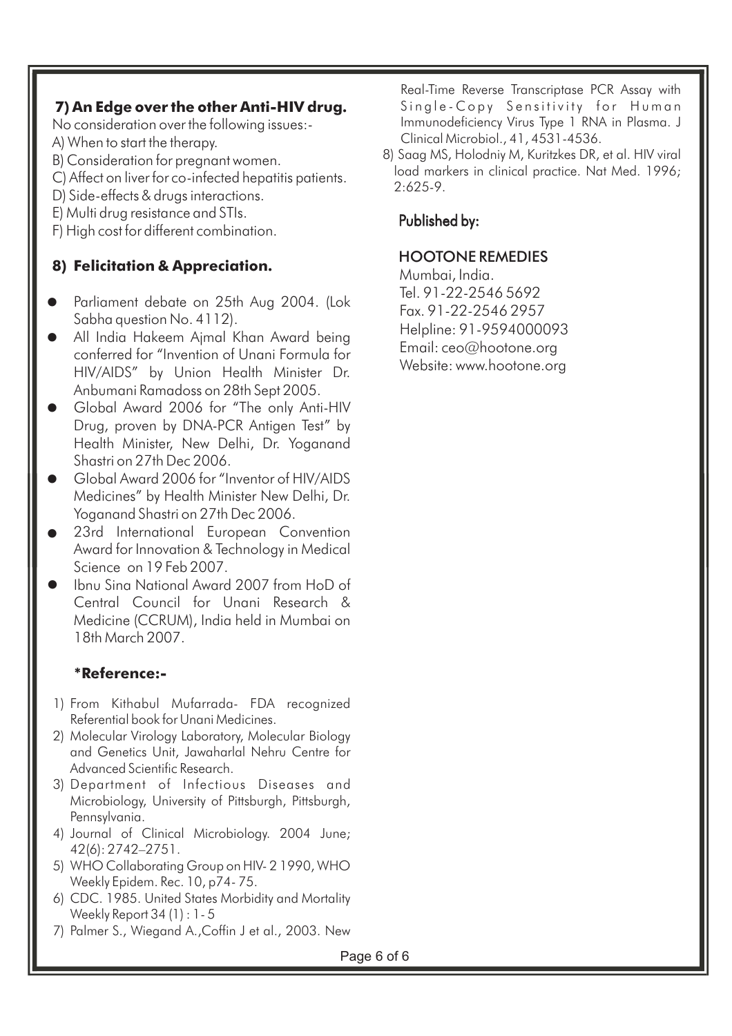### 7) An Edge over the other Anti-HIV drug.

No consideration over the following issues:-

A) When to start the therapy.

B) Consideration for pregnant women.

C) Affect on liver for co-infected hepatitis patients.

D) Side-effects & drugs interactions.

E) Multi drug resistance and STIs.

F) High cost for different combination.

### 8) Felicitation & Appreciation.

- Parliament debate on 25th Aug 2004. (Lok Sabha question No. 4112).
- All India Hakeem Ajmal Khan Award being conferred for "Invention of Unani Formula for HIV/AIDS" by Union Health Minister Dr. Anbumani Ramadoss on 28th Sept 2005.
- Global Award 2006 for "The only Anti-HIV Drug, proven by DNA-PCR Antigen Test" by Health Minister, New Delhi, Dr. Yoganand Shastri on 27th Dec 2006.
- Global Award 2006 for "Inventor of HIV/AIDS Medicines" by Health Minister New Delhi, Dr. Yoganand Shastri on 27th Dec 2006.
- 23rd International European Convention Award for Innovation & Technology in Medical Science on 19 Feb 2007.
- Ibnu Sina National Award 2007 from HoD of Central Council for Unani Research & Medicine (CCRUM), India held in Mumbai on 18th March 2007.

### *Reference:-

1) From Kithabul Mufarrada- FDA recognized Referential book for Unani Medicines.
2) Molecular Virology Laboratory, Molecular Biology and Genetics Unit, Jawaharlal Nehru Centre for Advanced Scientific Research.
3) Department of Infectious Diseases and Microbiology, University of Pittsburgh, Pittsburgh, Pennsylvania.
4) Journal of Clinical Microbiology. 2004 June; 42(6): 2742–2751.
5) WHO Collaborating Group on HIV- 2 1990, WHO Weekly Epidem. Rec. 10, p74- 75.
6) CDC. 1985. United States Morbidity and Mortality Weekly Report 34 (1) : 1- 5
7) Palmer S., Wiegand A.,Coffin J et al., 2003. New Real-Time Reverse Transcriptase PCR Assay with Single-Copy Sensitivity for Human Immunodeficiency Virus Type 1 RNA in Plasma. J Clinical Microbiol., 41, 4531-4536.
8) Saag MS, Holodniy M, Kuritzkes DR, et al. HIV viral load markers in clinical practice. Nat Med. 1996; 2:625-9.

### Published by:

**HOOTONE REMEDIES**

Mumbai, India.

Tel. 91-22-2546 5692

Fax. 91-22-2546 2957

Helpline: 91-9594000093

Email: ceo@hootone.org

Website: www.hootone.org